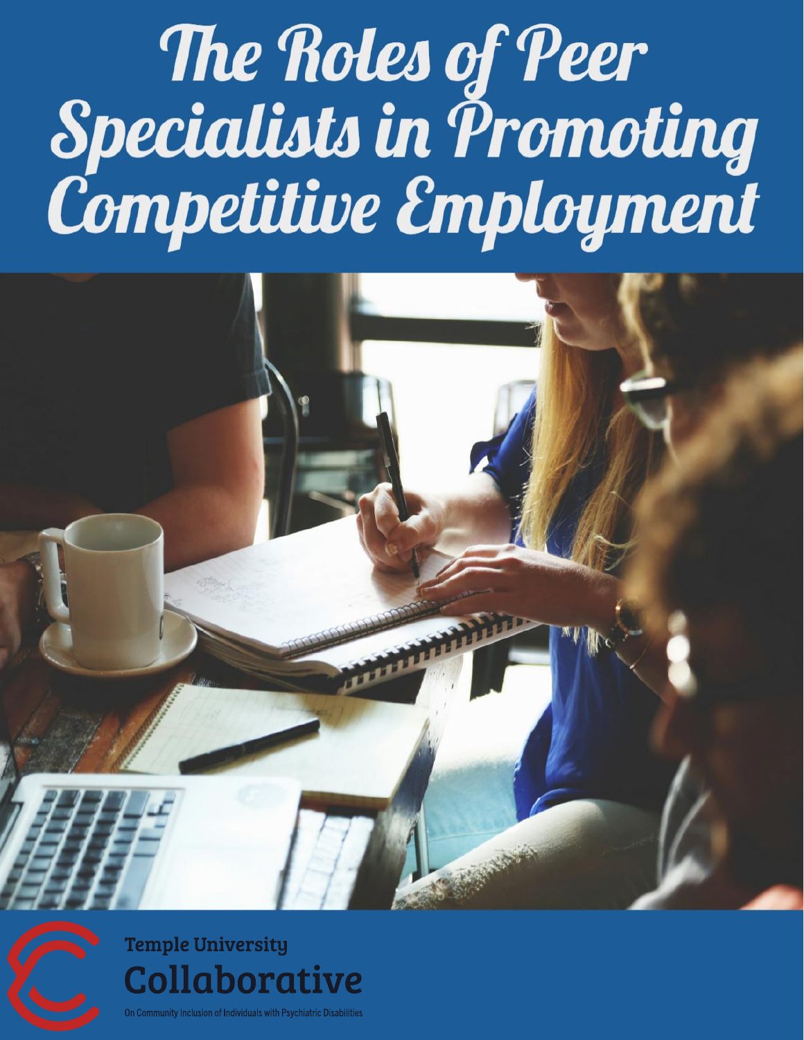# The Roles of Peer Specialists in Promoting Competitive Employment

Temple University

Collaborative

On Community Inclusion of Individuals with Psychiatric Disabilities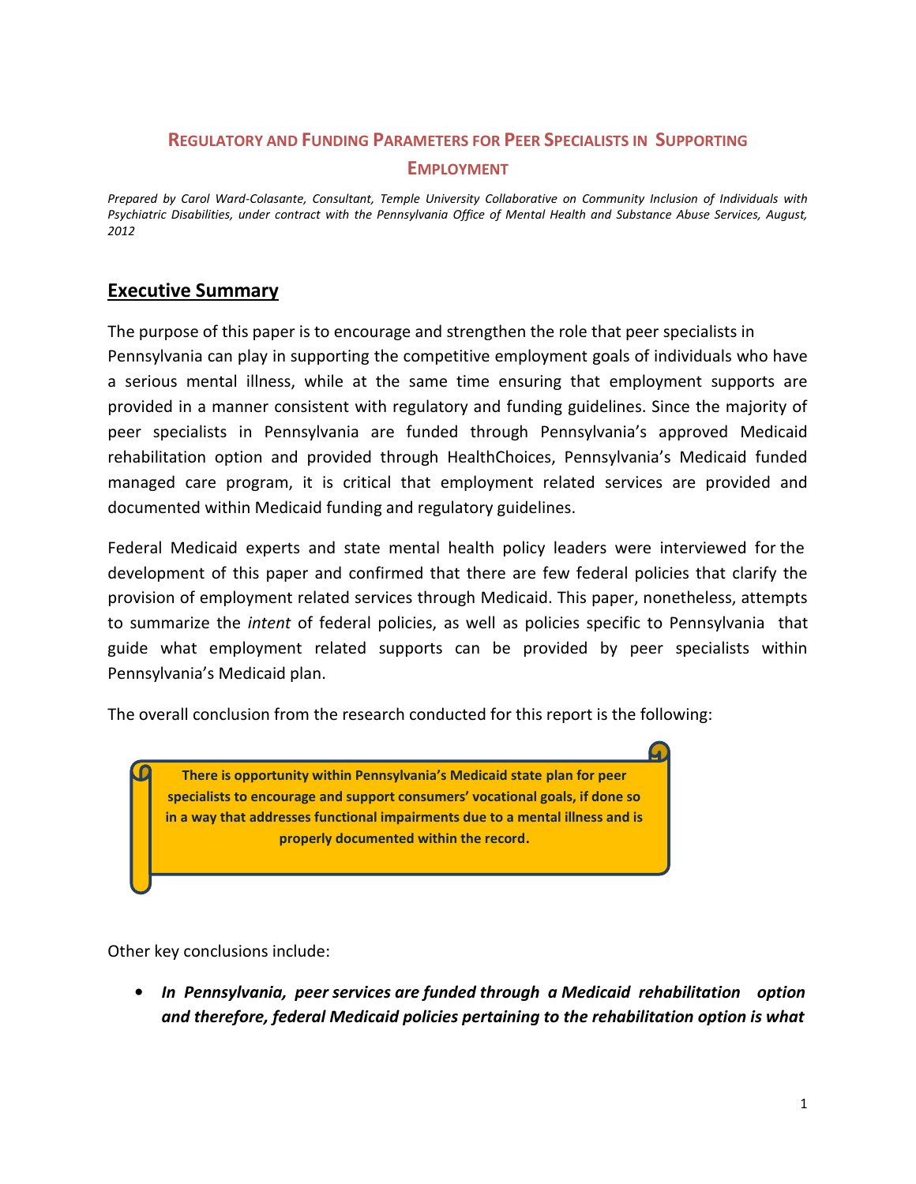# REGULATORY AND FUNDING PARAMETERS FOR PEER SPECIALISTS IN SUPPORTING EMPLOYMENT

*Prepared by Carol Ward-Colasante, Consultant, Temple University Collaborative on Community Inclusion of Individuals with Psychiatric Disabilities, under contract with the Pennsylvania Office of Mental Health and Substance Abuse Services, August, 2012*

## Executive Summary

The purpose of this paper is to encourage and strengthen the role that peer specialists in Pennsylvania can play in supporting the competitive employment goals of individuals who have a serious mental illness, while at the same time ensuring that employment supports are provided in a manner consistent with regulatory and funding guidelines. Since the majority of peer specialists in Pennsylvania are funded through Pennsylvania's approved Medicaid rehabilitation option and provided through HealthChoices, Pennsylvania's Medicaid funded managed care program, it is critical that employment related services are provided and documented within Medicaid funding and regulatory guidelines.

Federal Medicaid experts and state mental health policy leaders were interviewed for the development of this paper and confirmed that there are few federal policies that clarify the provision of employment related services through Medicaid. This paper, nonetheless, attempts to summarize the *intent* of federal policies, as well as policies specific to Pennsylvania that guide what employment related supports can be provided by peer specialists within Pennsylvania's Medicaid plan.

The overall conclusion from the research conducted for this report is the following:

> **There is opportunity within Pennsylvania's Medicaid state plan for peer specialists to encourage and support consumers' vocational goals, if done so in a way that addresses functional impairments due to a mental illness and is properly documented within the record.**

Other key conclusions include:

- ***In Pennsylvania, peer services are funded through a Medicaid rehabilitation option and therefore, federal Medicaid policies pertaining to the rehabilitation option is what***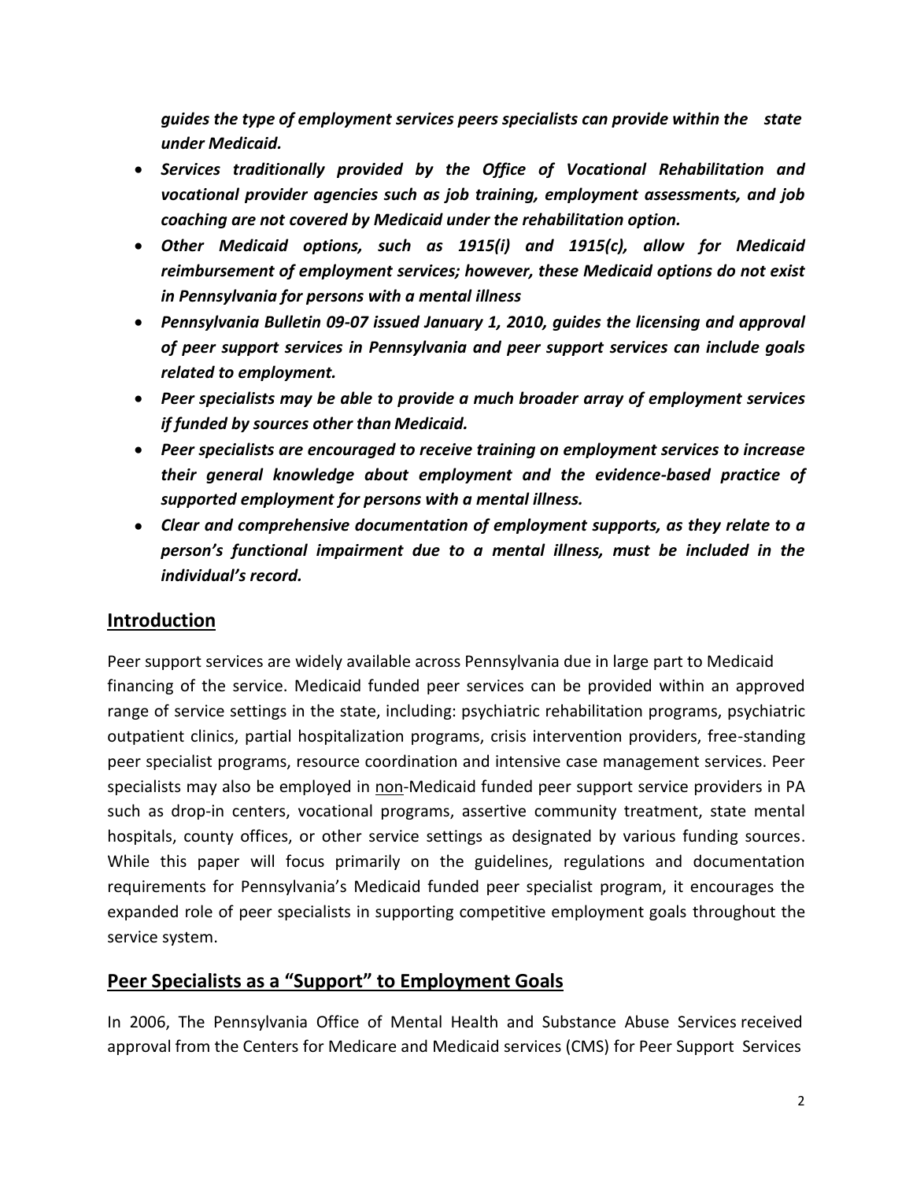*guides the type of employment services peers specialists can provide within the state under Medicaid.*

- ***Services traditionally provided by the Office of Vocational Rehabilitation and vocational provider agencies such as job training, employment assessments, and job coaching are not covered by Medicaid under the rehabilitation option.***
- ***Other Medicaid options, such as 1915(i) and 1915(c), allow for Medicaid reimbursement of employment services; however, these Medicaid options do not exist in Pennsylvania for persons with a mental illness***
- ***Pennsylvania Bulletin 09-07 issued January 1, 2010, guides the licensing and approval of peer support services in Pennsylvania and peer support services can include goals related to employment.***
- ***Peer specialists may be able to provide a much broader array of employment services if funded by sources other than Medicaid.***
- ***Peer specialists are encouraged to receive training on employment services to increase their general knowledge about employment and the evidence-based practice of supported employment for persons with a mental illness.***
- ***Clear and comprehensive documentation of employment supports, as they relate to a person's functional impairment due to a mental illness, must be included in the individual's record.***

## Introduction

Peer support services are widely available across Pennsylvania due in large part to Medicaid financing of the service. Medicaid funded peer services can be provided within an approved range of service settings in the state, including: psychiatric rehabilitation programs, psychiatric outpatient clinics, partial hospitalization programs, crisis intervention providers, free-standing peer specialist programs, resource coordination and intensive case management services. Peer specialists may also be employed in non-Medicaid funded peer support service providers in PA such as drop-in centers, vocational programs, assertive community treatment, state mental hospitals, county offices, or other service settings as designated by various funding sources. While this paper will focus primarily on the guidelines, regulations and documentation requirements for Pennsylvania's Medicaid funded peer specialist program, it encourages the expanded role of peer specialists in supporting competitive employment goals throughout the service system.

## Peer Specialists as a "Support" to Employment Goals

In 2006, The Pennsylvania Office of Mental Health and Substance Abuse Services received approval from the Centers for Medicare and Medicaid services (CMS) for Peer Support Services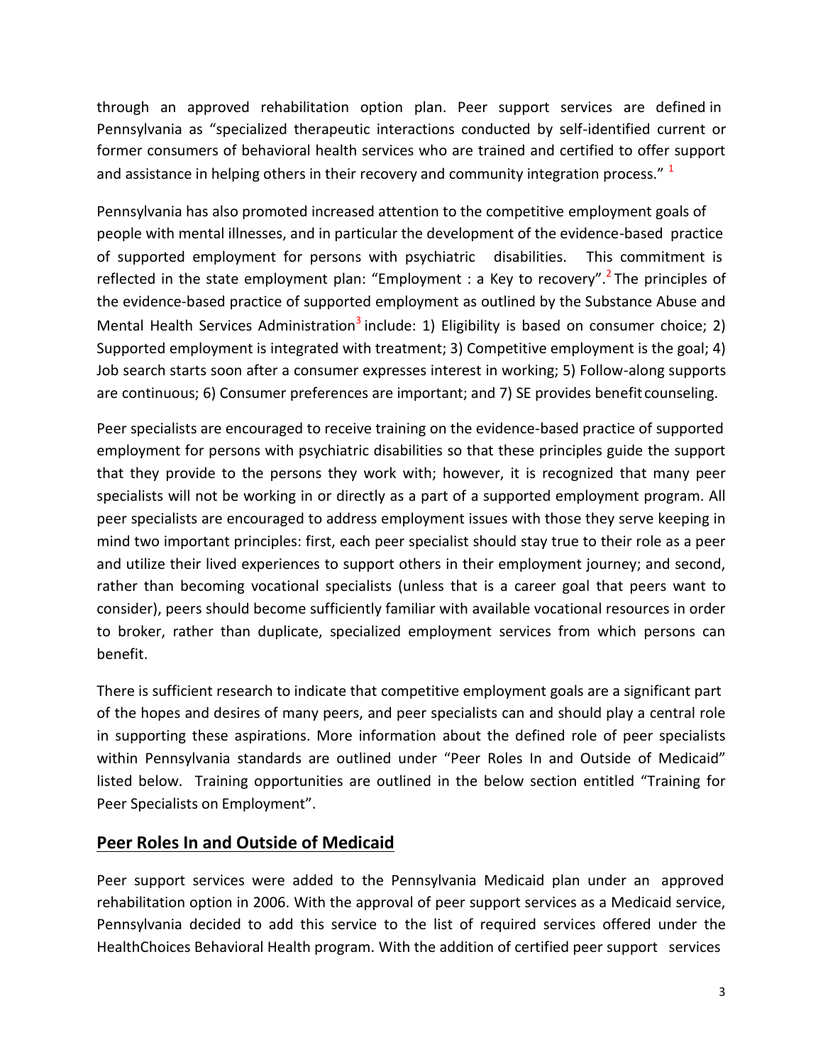through an approved rehabilitation option plan. Peer support services are defined in Pennsylvania as "specialized therapeutic interactions conducted by self-identified current or former consumers of behavioral health services who are trained and certified to offer support and assistance in helping others in their recovery and community integration process." [1]

Pennsylvania has also promoted increased attention to the competitive employment goals of people with mental illnesses, and in particular the development of the evidence-based practice of supported employment for persons with psychiatric disabilities. This commitment is reflected in the state employment plan: "Employment : a Key to recovery".[2] The principles of the evidence-based practice of supported employment as outlined by the Substance Abuse and Mental Health Services Administration[3] include: 1) Eligibility is based on consumer choice; 2) Supported employment is integrated with treatment; 3) Competitive employment is the goal; 4) Job search starts soon after a consumer expresses interest in working; 5) Follow-along supports are continuous; 6) Consumer preferences are important; and 7) SE provides benefit counseling.

Peer specialists are encouraged to receive training on the evidence-based practice of supported employment for persons with psychiatric disabilities so that these principles guide the support that they provide to the persons they work with; however, it is recognized that many peer specialists will not be working in or directly as a part of a supported employment program. All peer specialists are encouraged to address employment issues with those they serve keeping in mind two important principles: first, each peer specialist should stay true to their role as a peer and utilize their lived experiences to support others in their employment journey; and second, rather than becoming vocational specialists (unless that is a career goal that peers want to consider), peers should become sufficiently familiar with available vocational resources in order to broker, rather than duplicate, specialized employment services from which persons can benefit.

There is sufficient research to indicate that competitive employment goals are a significant part of the hopes and desires of many peers, and peer specialists can and should play a central role in supporting these aspirations. More information about the defined role of peer specialists within Pennsylvania standards are outlined under "Peer Roles In and Outside of Medicaid" listed below. Training opportunities are outlined in the below section entitled "Training for Peer Specialists on Employment".

## Peer Roles In and Outside of Medicaid

Peer support services were added to the Pennsylvania Medicaid plan under an approved rehabilitation option in 2006. With the approval of peer support services as a Medicaid service, Pennsylvania decided to add this service to the list of required services offered under the HealthChoices Behavioral Health program. With the addition of certified peer support services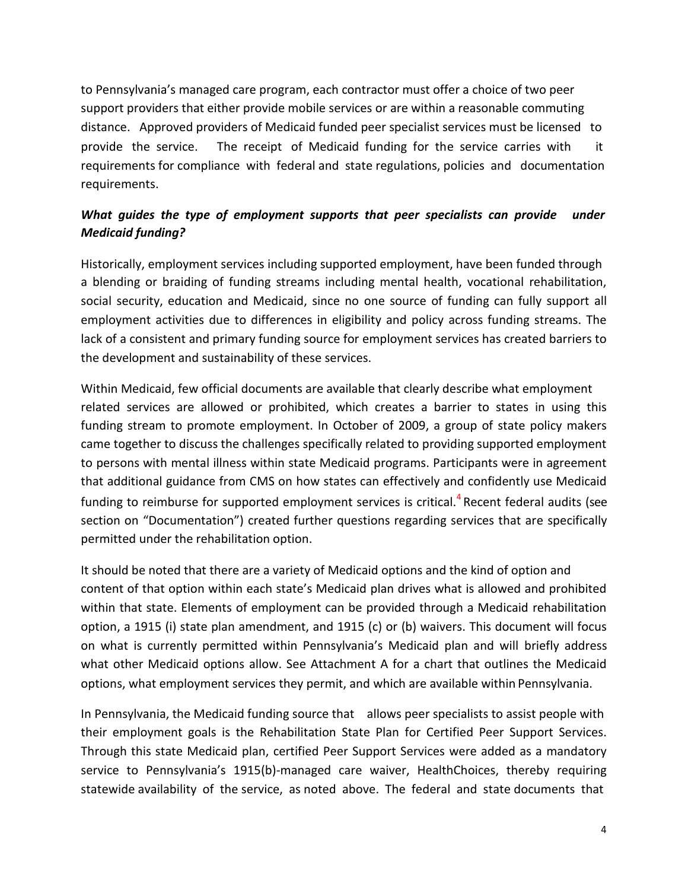to Pennsylvania's managed care program, each contractor must offer a choice of two peer support providers that either provide mobile services or are within a reasonable commuting distance. Approved providers of Medicaid funded peer specialist services must be licensed to provide the service. The receipt of Medicaid funding for the service carries with it requirements for compliance with federal and state regulations, policies and documentation requirements.

***What guides the type of employment supports that peer specialists can provide under Medicaid funding?***

Historically, employment services including supported employment, have been funded through a blending or braiding of funding streams including mental health, vocational rehabilitation, social security, education and Medicaid, since no one source of funding can fully support all employment activities due to differences in eligibility and policy across funding streams. The lack of a consistent and primary funding source for employment services has created barriers to the development and sustainability of these services.

Within Medicaid, few official documents are available that clearly describe what employment related services are allowed or prohibited, which creates a barrier to states in using this funding stream to promote employment. In October of 2009, a group of state policy makers came together to discuss the challenges specifically related to providing supported employment to persons with mental illness within state Medicaid programs. Participants were in agreement that additional guidance from CMS on how states can effectively and confidently use Medicaid funding to reimburse for supported employment services is critical.[4] Recent federal audits (see section on "Documentation") created further questions regarding services that are specifically permitted under the rehabilitation option.

It should be noted that there are a variety of Medicaid options and the kind of option and content of that option within each state's Medicaid plan drives what is allowed and prohibited within that state. Elements of employment can be provided through a Medicaid rehabilitation option, a 1915 (i) state plan amendment, and 1915 (c) or (b) waivers. This document will focus on what is currently permitted within Pennsylvania's Medicaid plan and will briefly address what other Medicaid options allow. See Attachment A for a chart that outlines the Medicaid options, what employment services they permit, and which are available within Pennsylvania.

In Pennsylvania, the Medicaid funding source that allows peer specialists to assist people with their employment goals is the Rehabilitation State Plan for Certified Peer Support Services. Through this state Medicaid plan, certified Peer Support Services were added as a mandatory service to Pennsylvania's 1915(b)-managed care waiver, HealthChoices, thereby requiring statewide availability of the service, as noted above. The federal and state documents that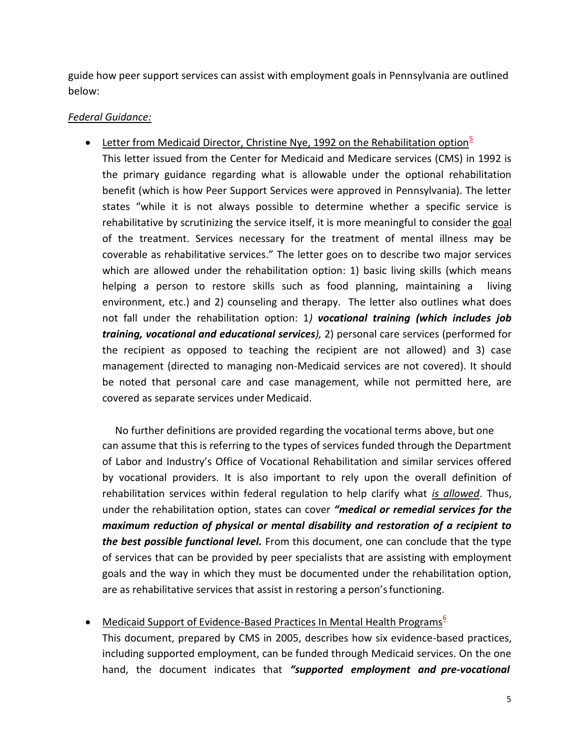guide how peer support services can assist with employment goals in Pennsylvania are outlined below:

*Federal Guidance:*

- Letter from Medicaid Director, Christine Nye, 1992 on the Rehabilitation option[5]

  This letter issued from the Center for Medicaid and Medicare services (CMS) in 1992 is the primary guidance regarding what is allowable under the optional rehabilitation benefit (which is how Peer Support Services were approved in Pennsylvania). The letter states "while it is not always possible to determine whether a specific service is rehabilitative by scrutinizing the service itself, it is more meaningful to consider the goal of the treatment. Services necessary for the treatment of mental illness may be coverable as rehabilitative services." The letter goes on to describe two major services which are allowed under the rehabilitation option: 1) basic living skills (which means helping a person to restore skills such as food planning, maintaining a living environment, etc.) and 2) counseling and therapy. The letter also outlines what does not fall under the rehabilitation option: 1*)* ***vocational training (which includes job training, vocational and educational services)****,* 2) personal care services (performed for the recipient as opposed to teaching the recipient are not allowed) and 3) case management (directed to managing non-Medicaid services are not covered). It should be noted that personal care and case management, while not permitted here, are covered as separate services under Medicaid.

  No further definitions are provided regarding the vocational terms above, but one can assume that this is referring to the types of services funded through the Department of Labor and Industry's Office of Vocational Rehabilitation and similar services offered by vocational providers. It is also important to rely upon the overall definition of rehabilitation services within federal regulation to help clarify what ***is allowed***. Thus, under the rehabilitation option, states can cover ***"medical or remedial services for the maximum reduction of physical or mental disability and restoration of a recipient to the best possible functional level.*** From this document, one can conclude that the type of services that can be provided by peer specialists that are assisting with employment goals and the way in which they must be documented under the rehabilitation option, are as rehabilitative services that assist in restoring a person's functioning.

- Medicaid Support of Evidence-Based Practices In Mental Health Programs[6]

  This document, prepared by CMS in 2005, describes how six evidence-based practices, including supported employment, can be funded through Medicaid services. On the one hand, the document indicates that ***"supported employment and pre-vocational***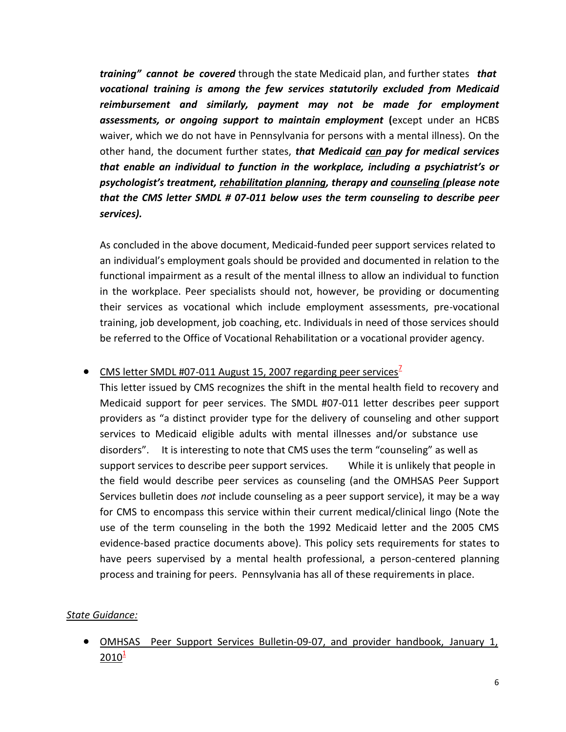***training" cannot be covered*** through the state Medicaid plan, and further states ***that vocational training is among the few services statutorily excluded from Medicaid reimbursement and similarly, payment may not be made for employment assessments, or ongoing support to maintain employment*** **(**except under an HCBS waiver, which we do not have in Pennsylvania for persons with a mental illness). On the other hand, the document further states, ***that Medicaid <u>can</u> pay for medical services that enable an individual to function in the workplace, including a psychiatrist's or psychologist's treatment, <u>rehabilitation planning</u>, therapy and <u>counseling</u> (please note that the CMS letter SMDL # 07-011 below uses the term counseling to describe peer services).***

As concluded in the above document, Medicaid-funded peer support services related to an individual's employment goals should be provided and documented in relation to the functional impairment as a result of the mental illness to allow an individual to function in the workplace. Peer specialists should not, however, be providing or documenting their services as vocational which include employment assessments, pre-vocational training, job development, job coaching, etc. Individuals in need of those services should be referred to the Office of Vocational Rehabilitation or a vocational provider agency.

- <u>CMS letter SMDL #07-011 August 15, 2007 regarding peer services</u>[7]

  This letter issued by CMS recognizes the shift in the mental health field to recovery and Medicaid support for peer services. The SMDL #07-011 letter describes peer support providers as "a distinct provider type for the delivery of counseling and other support services to Medicaid eligible adults with mental illnesses and/or substance use disorders". It is interesting to note that CMS uses the term "counseling" as well as support services to describe peer support services. While it is unlikely that people in the field would describe peer services as counseling (and the OMHSAS Peer Support Services bulletin does *not* include counseling as a peer support service), it may be a way for CMS to encompass this service within their current medical/clinical lingo (Note the use of the term counseling in the both the 1992 Medicaid letter and the 2005 CMS evidence-based practice documents above). This policy sets requirements for states to have peers supervised by a mental health professional, a person-centered planning process and training for peers. Pennsylvania has all of these requirements in place.

*<u>State Guidance:</u>*

- <u>OMHSAS Peer Support Services Bulletin-09-07, and provider handbook, January 1, 2010</u>[1]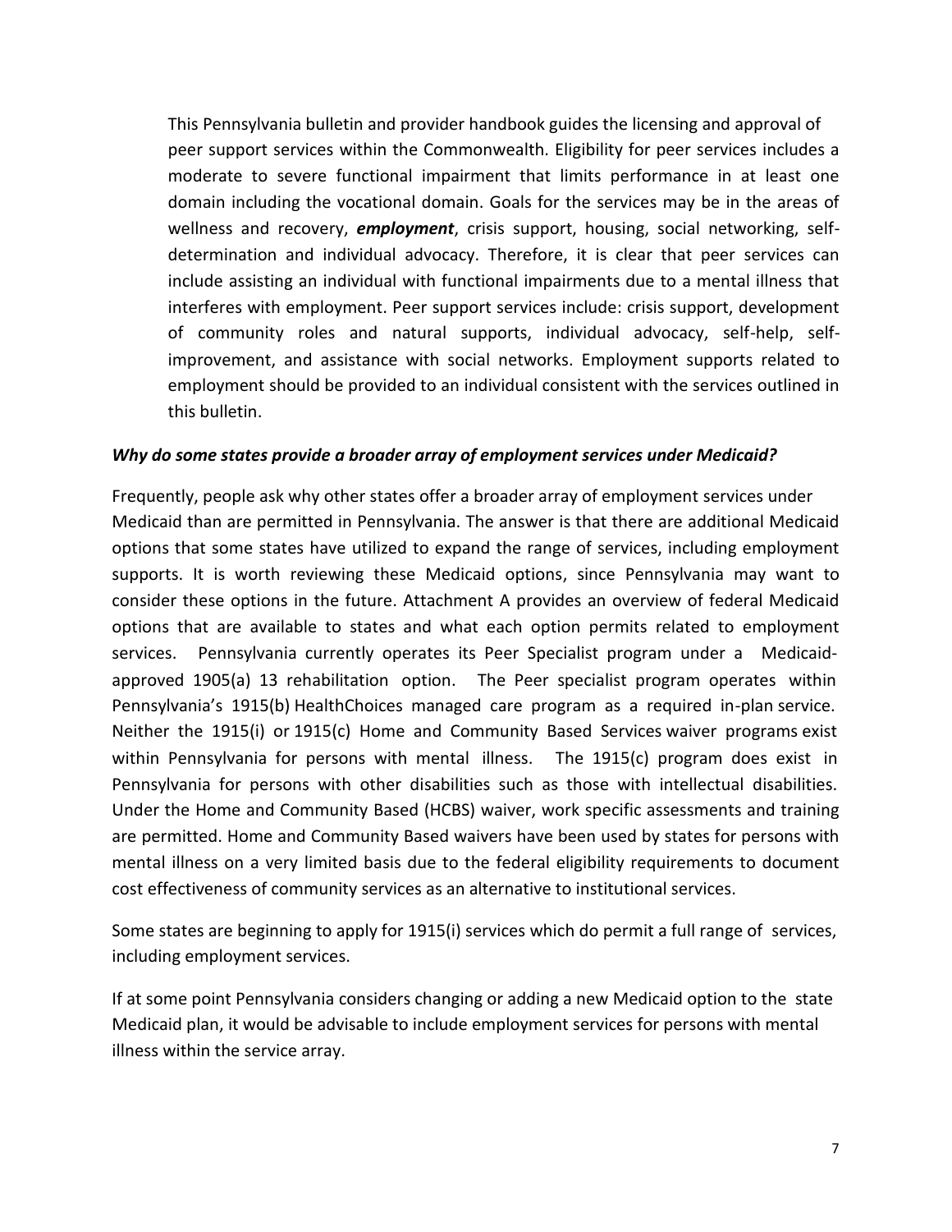This Pennsylvania bulletin and provider handbook guides the licensing and approval of peer support services within the Commonwealth. Eligibility for peer services includes a moderate to severe functional impairment that limits performance in at least one domain including the vocational domain. Goals for the services may be in the areas of wellness and recovery, ***employment***, crisis support, housing, social networking, self-determination and individual advocacy. Therefore, it is clear that peer services can include assisting an individual with functional impairments due to a mental illness that interferes with employment. Peer support services include: crisis support, development of community roles and natural supports, individual advocacy, self-help, self-improvement, and assistance with social networks. Employment supports related to employment should be provided to an individual consistent with the services outlined in this bulletin.

***Why do some states provide a broader array of employment services under Medicaid?***

Frequently, people ask why other states offer a broader array of employment services under Medicaid than are permitted in Pennsylvania. The answer is that there are additional Medicaid options that some states have utilized to expand the range of services, including employment supports. It is worth reviewing these Medicaid options, since Pennsylvania may want to consider these options in the future. Attachment A provides an overview of federal Medicaid options that are available to states and what each option permits related to employment services. Pennsylvania currently operates its Peer Specialist program under a Medicaid-approved 1905(a) 13 rehabilitation option. The Peer specialist program operates within Pennsylvania's 1915(b) HealthChoices managed care program as a required in-plan service. Neither the 1915(i) or 1915(c) Home and Community Based Services waiver programs exist within Pennsylvania for persons with mental illness. The 1915(c) program does exist in Pennsylvania for persons with other disabilities such as those with intellectual disabilities. Under the Home and Community Based (HCBS) waiver, work specific assessments and training are permitted. Home and Community Based waivers have been used by states for persons with mental illness on a very limited basis due to the federal eligibility requirements to document cost effectiveness of community services as an alternative to institutional services.

Some states are beginning to apply for 1915(i) services which do permit a full range of services, including employment services.

If at some point Pennsylvania considers changing or adding a new Medicaid option to the state Medicaid plan, it would be advisable to include employment services for persons with mental illness within the service array.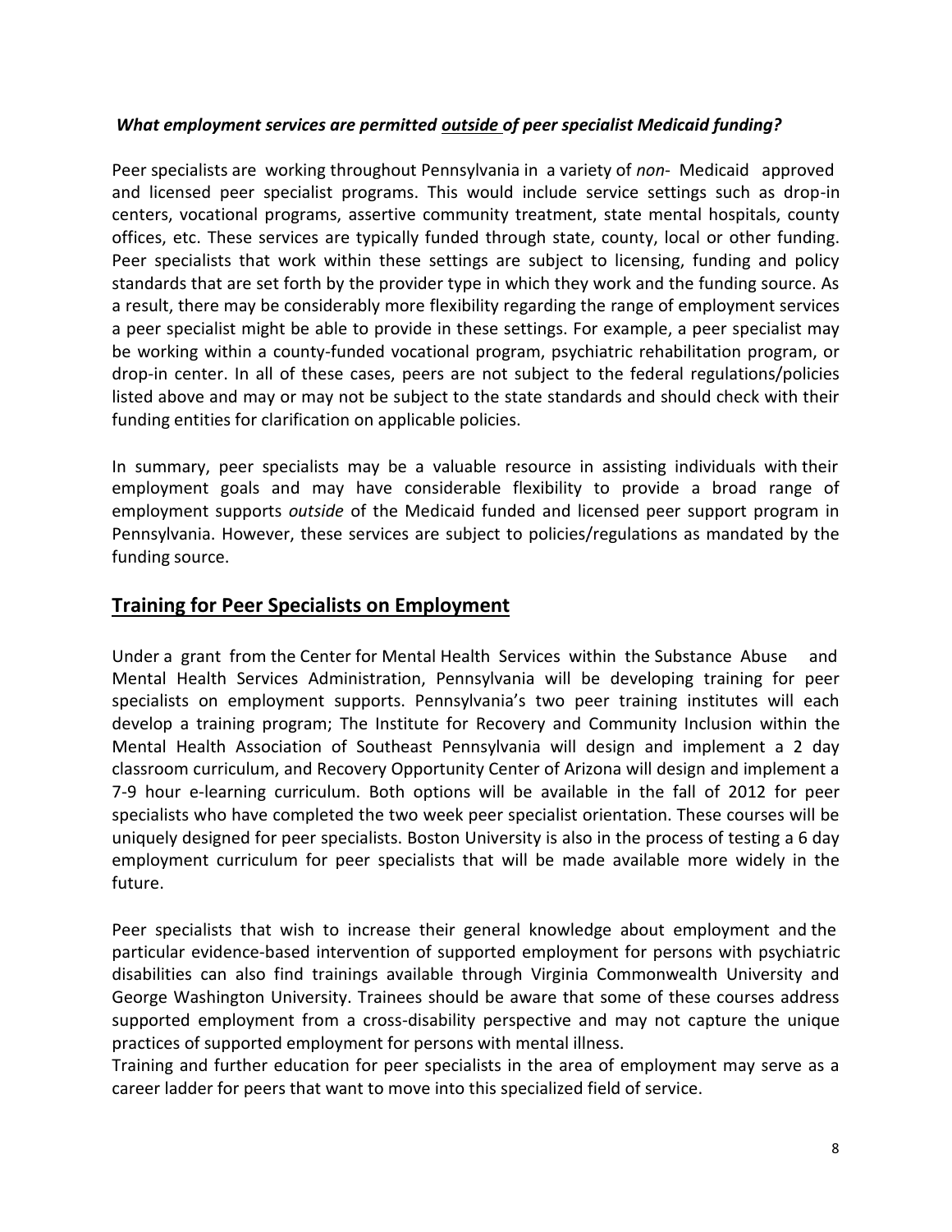***What employment services are permitted <u>outside</u> of peer specialist Medicaid funding?***

Peer specialists are working throughout Pennsylvania in a variety of *non*- Medicaid approved and licensed peer specialist programs. This would include service settings such as drop-in centers, vocational programs, assertive community treatment, state mental hospitals, county offices, etc. These services are typically funded through state, county, local or other funding. Peer specialists that work within these settings are subject to licensing, funding and policy standards that are set forth by the provider type in which they work and the funding source. As a result, there may be considerably more flexibility regarding the range of employment services a peer specialist might be able to provide in these settings. For example, a peer specialist may be working within a county-funded vocational program, psychiatric rehabilitation program, or drop-in center. In all of these cases, peers are not subject to the federal regulations/policies listed above and may or may not be subject to the state standards and should check with their funding entities for clarification on applicable policies.

In summary, peer specialists may be a valuable resource in assisting individuals with their employment goals and may have considerable flexibility to provide a broad range of employment supports *outside* of the Medicaid funded and licensed peer support program in Pennsylvania. However, these services are subject to policies/regulations as mandated by the funding source.

## Training for Peer Specialists on Employment

Under a grant from the Center for Mental Health Services within the Substance Abuse and Mental Health Services Administration, Pennsylvania will be developing training for peer specialists on employment supports. Pennsylvania's two peer training institutes will each develop a training program; The Institute for Recovery and Community Inclusion within the Mental Health Association of Southeast Pennsylvania will design and implement a 2 day classroom curriculum, and Recovery Opportunity Center of Arizona will design and implement a 7-9 hour e-learning curriculum. Both options will be available in the fall of 2012 for peer specialists who have completed the two week peer specialist orientation. These courses will be uniquely designed for peer specialists. Boston University is also in the process of testing a 6 day employment curriculum for peer specialists that will be made available more widely in the future.

Peer specialists that wish to increase their general knowledge about employment and the particular evidence-based intervention of supported employment for persons with psychiatric disabilities can also find trainings available through Virginia Commonwealth University and George Washington University. Trainees should be aware that some of these courses address supported employment from a cross-disability perspective and may not capture the unique practices of supported employment for persons with mental illness.

Training and further education for peer specialists in the area of employment may serve as a career ladder for peers that want to move into this specialized field of service.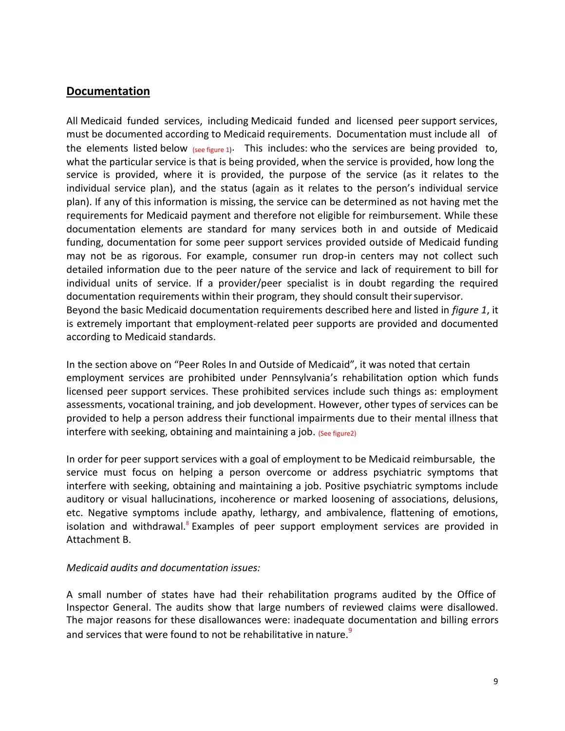## Documentation

All Medicaid funded services, including Medicaid funded and licensed peer support services, must be documented according to Medicaid requirements. Documentation must include all of the elements listed below (see figure 1). This includes: who the services are being provided to, what the particular service is that is being provided, when the service is provided, how long the service is provided, where it is provided, the purpose of the service (as it relates to the individual service plan), and the status (again as it relates to the person's individual service plan). If any of this information is missing, the service can be determined as not having met the requirements for Medicaid payment and therefore not eligible for reimbursement. While these documentation elements are standard for many services both in and outside of Medicaid funding, documentation for some peer support services provided outside of Medicaid funding may not be as rigorous. For example, consumer run drop-in centers may not collect such detailed information due to the peer nature of the service and lack of requirement to bill for individual units of service. If a provider/peer specialist is in doubt regarding the required documentation requirements within their program, they should consult their supervisor.
Beyond the basic Medicaid documentation requirements described here and listed in *figure 1*, it is extremely important that employment-related peer supports are provided and documented according to Medicaid standards.

In the section above on "Peer Roles In and Outside of Medicaid", it was noted that certain employment services are prohibited under Pennsylvania's rehabilitation option which funds licensed peer support services. These prohibited services include such things as: employment assessments, vocational training, and job development. However, other types of services can be provided to help a person address their functional impairments due to their mental illness that interfere with seeking, obtaining and maintaining a job. (See figure2)

In order for peer support services with a goal of employment to be Medicaid reimbursable, the service must focus on helping a person overcome or address psychiatric symptoms that interfere with seeking, obtaining and maintaining a job. Positive psychiatric symptoms include auditory or visual hallucinations, incoherence or marked loosening of associations, delusions, etc. Negative symptoms include apathy, lethargy, and ambivalence, flattening of emotions, isolation and withdrawal.[8] Examples of peer support employment services are provided in Attachment B.

*Medicaid audits and documentation issues:*

A small number of states have had their rehabilitation programs audited by the Office of Inspector General. The audits show that large numbers of reviewed claims were disallowed. The major reasons for these disallowances were: inadequate documentation and billing errors and services that were found to not be rehabilitative in nature.[9]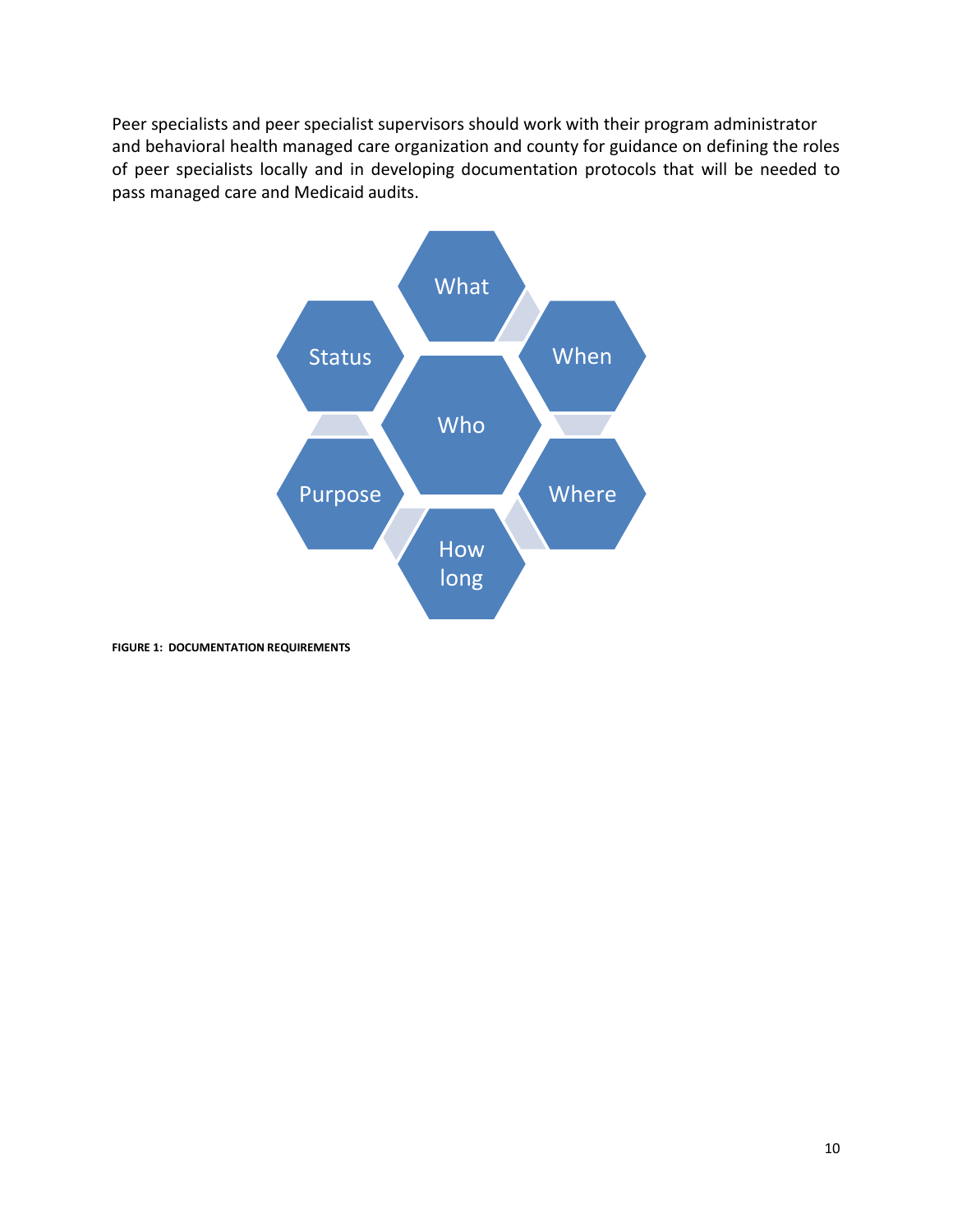Peer specialists and peer specialist supervisors should work with their program administrator and behavioral health managed care organization and county for guidance on defining the roles of peer specialists locally and in developing documentation protocols that will be needed to pass managed care and Medicaid audits.

- Who
- What
- When
- Where
- How long
- Purpose
- Status

**FIGURE 1: DOCUMENTATION REQUIREMENTS**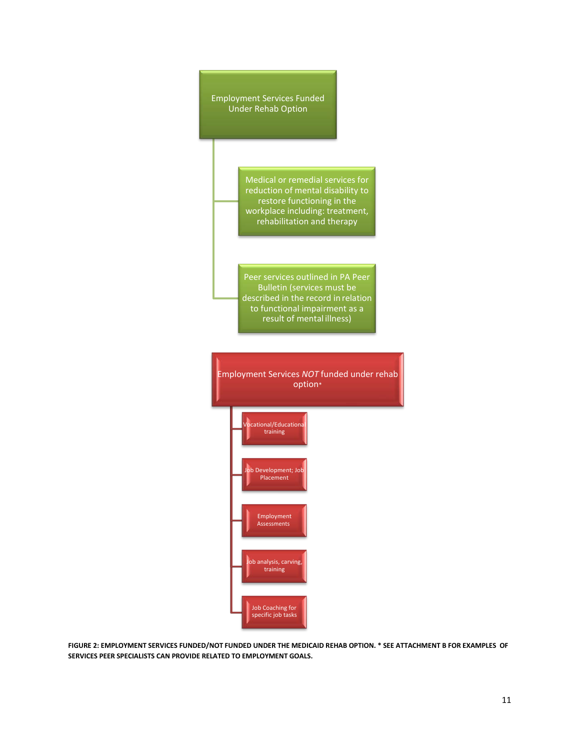Employment Services Funded Under Rehab Option

- Medical or remedial services for reduction of mental disability to restore functioning in the workplace including: treatment, rehabilitation and therapy
- Peer services outlined in PA Peer Bulletin (services must be described in the record in relation to functional impairment as a result of mental illness)

Employment Services *NOT* funded under rehab option*

- Vocational/Educational training
- Job Development; Job Placement
- Employment Assessments
- Job analysis, carving, training
- Job Coaching for specific job tasks

**FIGURE 2: EMPLOYMENT SERVICES FUNDED/NOT FUNDED UNDER THE MEDICAID REHAB OPTION. * SEE ATTACHMENT B FOR EXAMPLES OF SERVICES PEER SPECIALISTS CAN PROVIDE RELATED TO EMPLOYMENT GOALS.**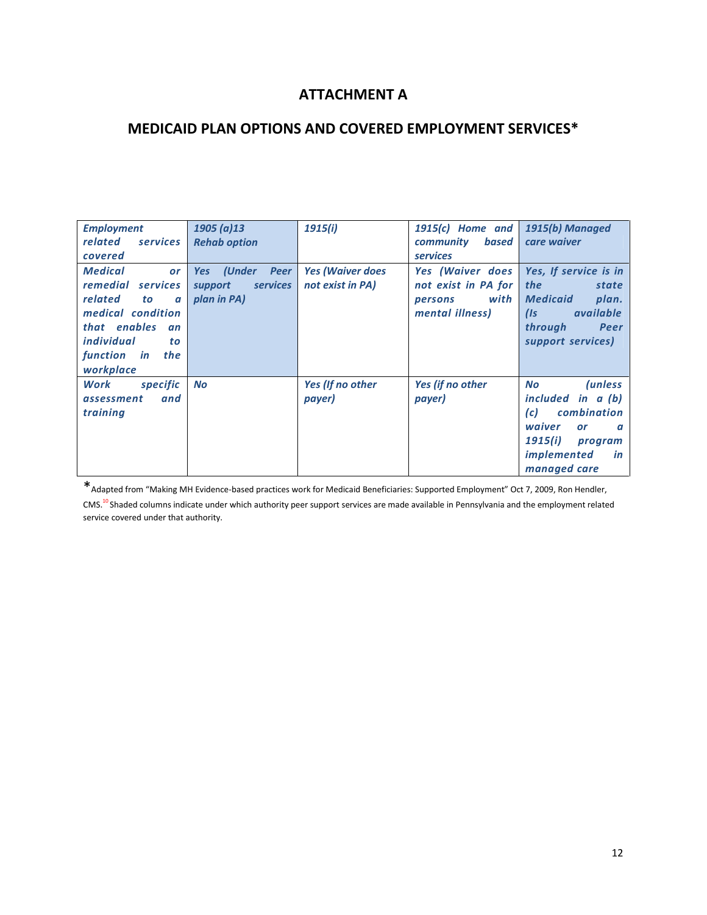# ATTACHMENT A

## MEDICAID PLAN OPTIONS AND COVERED EMPLOYMENT SERVICES*

| *Employment related services covered* | *1905 (a)13 Rehab option* | *1915(i)* | *1915(c) Home and community based services* | *1915(b) Managed care waiver* |
|---|---|---|---|---|
| *Medical or remedial services related to a medical condition that enables an individual to function in the workplace* | *Yes (Under Peer support services plan in PA)* | *Yes (Waiver does not exist in PA)* | *Yes (Waiver does not exist in PA for persons with mental illness)* | *Yes, If service is in the state Medicaid plan. (Is available through Peer support services)* |
| *Work specific assessment and training* | *No* | *Yes (If no other payer)* | *Yes (if no other payer)* | *No (unless included in a (b) (c) combination waiver or a 1915(i) program implemented in managed care* |

*Adapted from "Making MH Evidence-based practices work for Medicaid Beneficiaries: Supported Employment" Oct 7, 2009, Ron Hendler, CMS.[10] Shaded columns indicate under which authority peer support services are made available in Pennsylvania and the employment related service covered under that authority.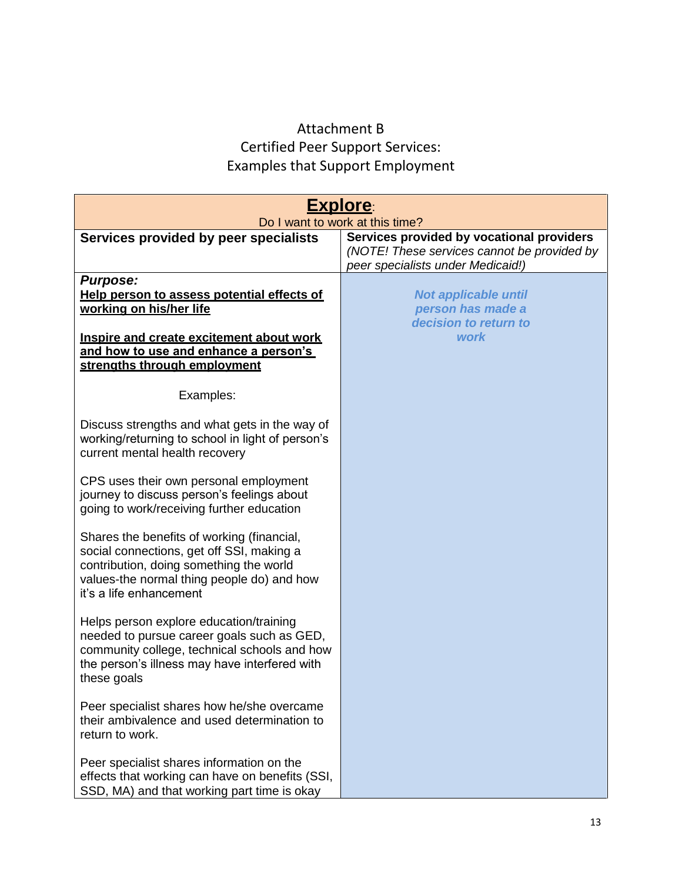# Attachment B
## Certified Peer Support Services:
## Examples that Support Employment

| **Explore**: Do I want to work at this time? | |
| --- | --- |
| **Services provided by peer specialists** | **Services provided by vocational providers** *(NOTE! These services cannot be provided by peer specialists under Medicaid!)* |
| ***Purpose:*** <br> **Help person to assess potential effects of working on his/her life** <br><br> **Inspire and create excitement about work and how to use and enhance a person's strengths through employment** <br><br> Examples: <br><br> Discuss strengths and what gets in the way of working/returning to school in light of person's current mental health recovery <br><br> CPS uses their own personal employment journey to discuss person's feelings about going to work/receiving further education <br><br> Shares the benefits of working (financial, social connections, get off SSI, making a contribution, doing something the world values-the normal thing people do) and how it's a life enhancement <br><br> Helps person explore education/training needed to pursue career goals such as GED, community college, technical schools and how the person's illness may have interfered with these goals <br><br> Peer specialist shares how he/she overcame their ambivalence and used determination to return to work. <br><br> Peer specialist shares information on the effects that working can have on benefits (SSI, SSD, MA) and that working part time is okay | ***Not applicable until person has made a decision to return to work*** |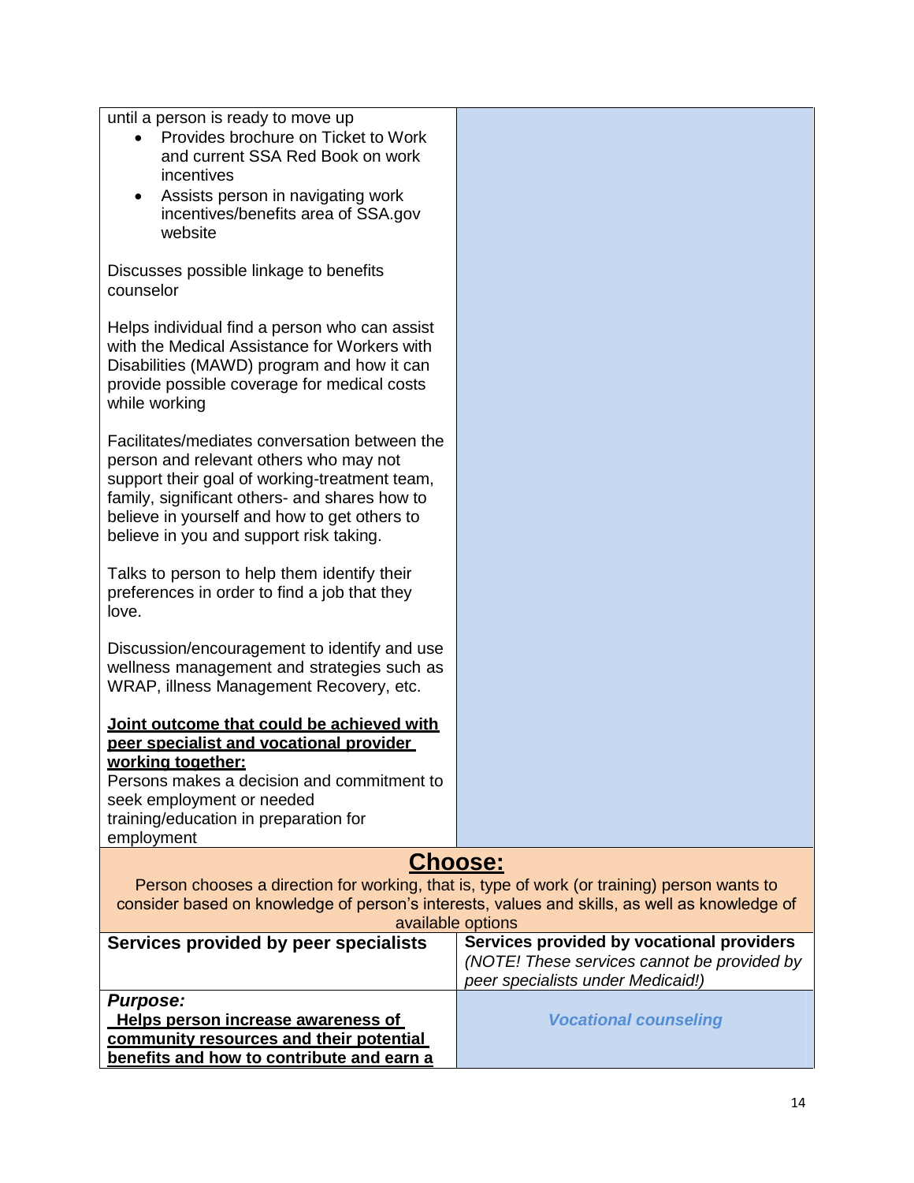| | |
|---|---|
| until a person is ready to move up<br>• Provides brochure on Ticket to Work and current SSA Red Book on work incentives<br>• Assists person in navigating work incentives/benefits area of SSA.gov website<br><br>Discusses possible linkage to benefits counselor<br><br>Helps individual find a person who can assist with the Medical Assistance for Workers with Disabilities (MAWD) program and how it can provide possible coverage for medical costs while working<br><br>Facilitates/mediates conversation between the person and relevant others who may not support their goal of working-treatment team, family, significant others- and shares how to believe in yourself and how to get others to believe in you and support risk taking.<br><br>Talks to person to help them identify their preferences in order to find a job that they love.<br><br>Discussion/encouragement to identify and use wellness management and strategies such as WRAP, illness Management Recovery, etc.<br><br>**Joint outcome that could be achieved with peer specialist and vocational provider working together:**<br>Persons makes a decision and commitment to seek employment or needed training/education in preparation for employment | |

## Choose:

Person chooses a direction for working, that is, type of work (or training) person wants to consider based on knowledge of person's interests, values and skills, as well as knowledge of available options

| Services provided by peer specialists | Services provided by vocational providers *(NOTE! These services cannot be provided by peer specialists under Medicaid!)* |
|---|---|
| ***Purpose:***<br>**Helps person increase awareness of community resources and their potential benefits and how to contribute and earn a** | ***Vocational counseling*** |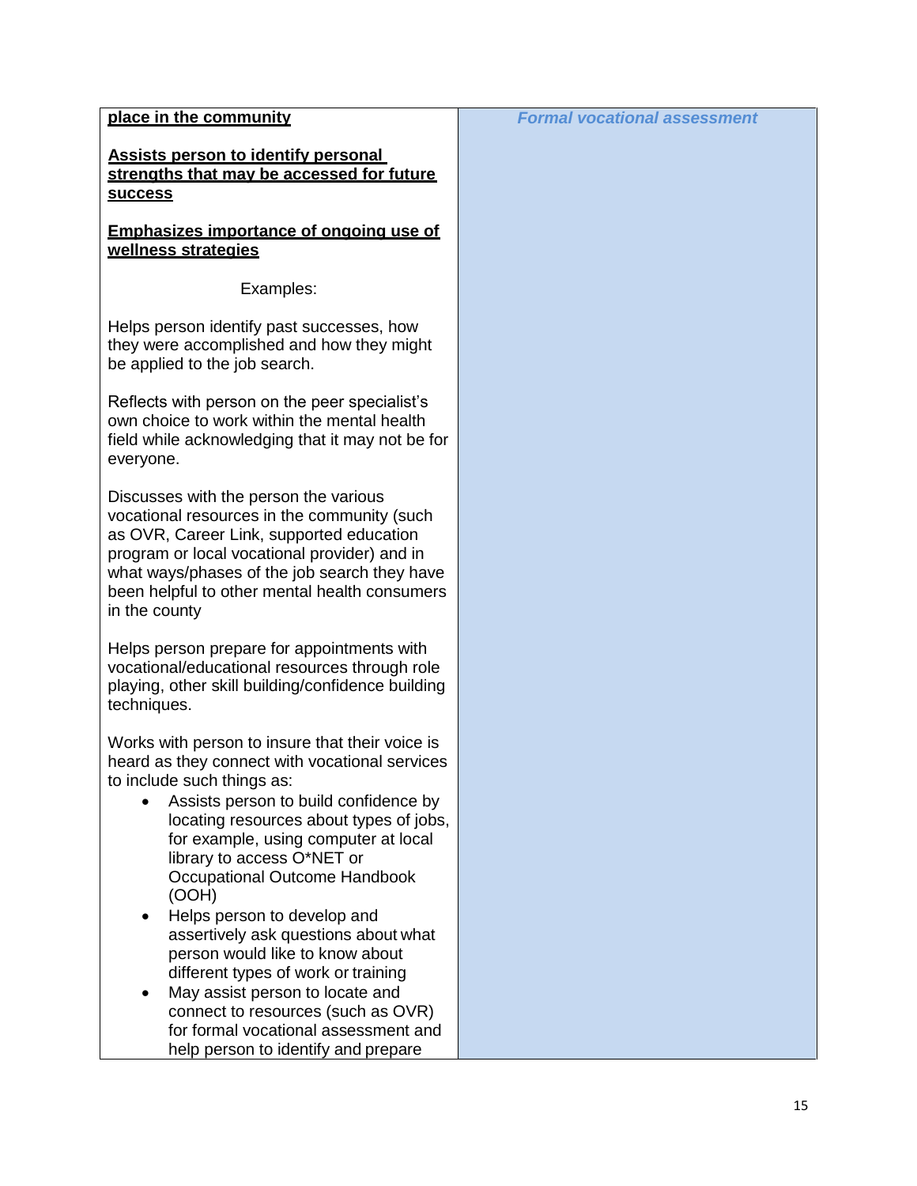| | |
|---|---|
| **place in the community**<br><br>**Assists person to identify personal strengths that may be accessed for future success**<br><br>**Emphasizes importance of ongoing use of wellness strategies**<br><br>Examples:<br><br>Helps person identify past successes, how they were accomplished and how they might be applied to the job search.<br><br>Reflects with person on the peer specialist's own choice to work within the mental health field while acknowledging that it may not be for everyone.<br><br>Discusses with the person the various vocational resources in the community (such as OVR, Career Link, supported education program or local vocational provider) and in what ways/phases of the job search they have been helpful to other mental health consumers in the county<br><br>Helps person prepare for appointments with vocational/educational resources through role playing, other skill building/confidence building techniques.<br><br>Works with person to insure that their voice is heard as they connect with vocational services to include such things as:<br>• Assists person to build confidence by locating resources about types of jobs, for example, using computer at local library to access O*NET or Occupational Outcome Handbook (OOH)<br>• Helps person to develop and assertively ask questions about what person would like to know about different types of work or training<br>• May assist person to locate and connect to resources (such as OVR) for formal vocational assessment and help person to identify and prepare | ***Formal vocational assessment*** |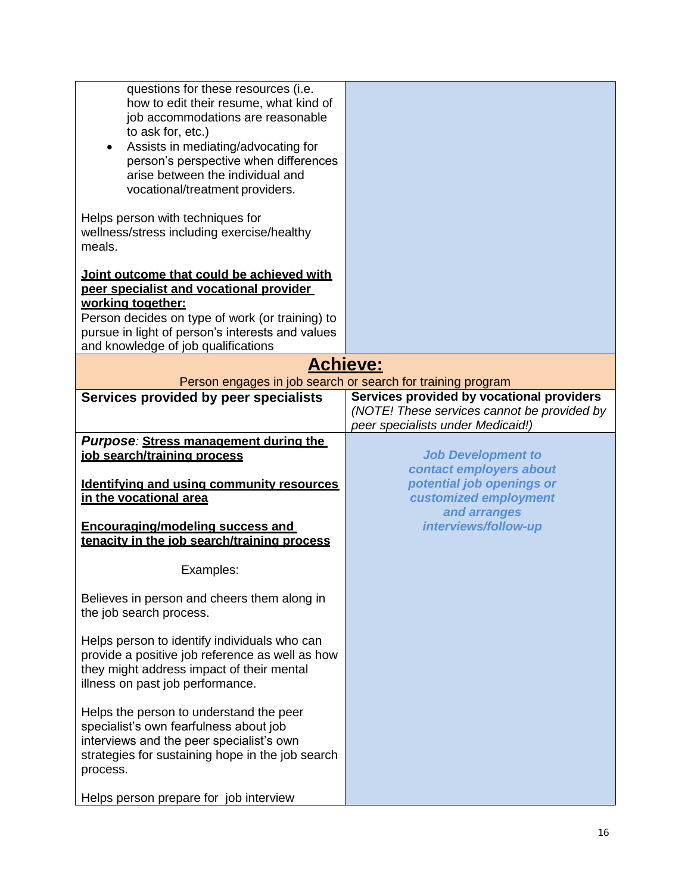| | |
|---|---|
| questions for these resources (i.e. how to edit their resume, what kind of job accommodations are reasonable to ask for, etc.)<br>• Assists in mediating/advocating for person's perspective when differences arise between the individual and vocational/treatment providers.<br><br>Helps person with techniques for wellness/stress including exercise/healthy meals.<br><br>**<u>Joint outcome that could be achieved with peer specialist and vocational provider working together:</u>**<br>Person decides on type of work (or training) to pursue in light of person's interests and values and knowledge of job qualifications | |

## Achieve:

Person engages in job search or search for training program

| **Services provided by peer specialists** | **Services provided by vocational providers** *(NOTE! These services cannot be provided by peer specialists under Medicaid!)* |
|---|---|
| ***Purpose***: **<u>Stress management during the job search/training process</u>**<br><br>**<u>Identifying and using community resources in the vocational area</u>**<br><br>**<u>Encouraging/modeling success and tenacity in the job search/training process</u>**<br><br>Examples:<br><br>Believes in person and cheers them along in the job search process.<br><br>Helps person to identify individuals who can provide a positive job reference as well as how they might address impact of their mental illness on past job performance.<br><br>Helps the person to understand the peer specialist's own fearfulness about job interviews and the peer specialist's own strategies for sustaining hope in the job search process.<br><br>Helps person prepare for job interview | ***Job Development to contact employers about potential job openings or customized employment and arranges interviews/follow-up*** |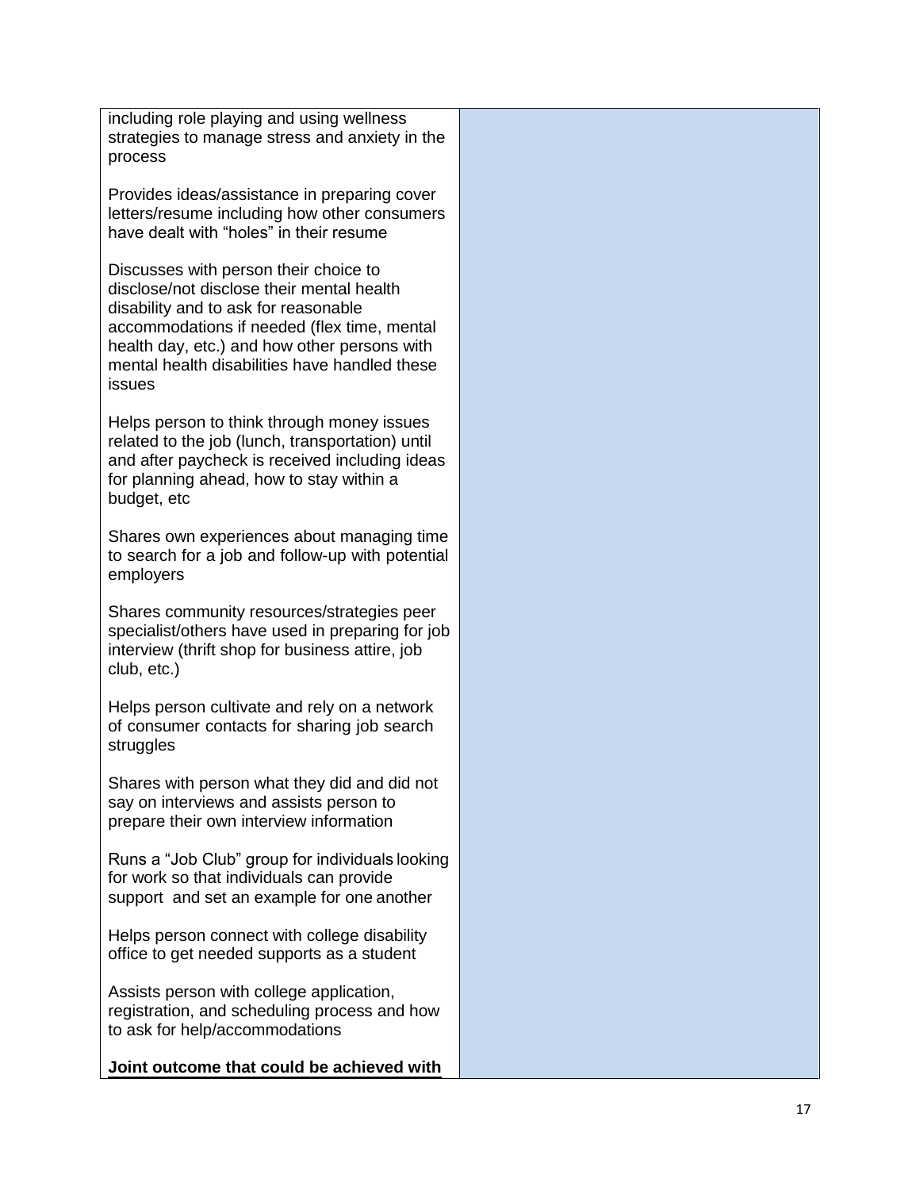| | |
|---|---|
| including role playing and using wellness strategies to manage stress and anxiety in the process<br><br>Provides ideas/assistance in preparing cover letters/resume including how other consumers have dealt with "holes" in their resume<br><br>Discusses with person their choice to disclose/not disclose their mental health disability and to ask for reasonable accommodations if needed (flex time, mental health day, etc.) and how other persons with mental health disabilities have handled these issues<br><br>Helps person to think through money issues related to the job (lunch, transportation) until and after paycheck is received including ideas for planning ahead, how to stay within a budget, etc<br><br>Shares own experiences about managing time to search for a job and follow-up with potential employers<br><br>Shares community resources/strategies peer specialist/others have used in preparing for job interview (thrift shop for business attire, job club, etc.)<br><br>Helps person cultivate and rely on a network of consumer contacts for sharing job search struggles<br><br>Shares with person what they did and did not say on interviews and assists person to prepare their own interview information<br><br>Runs a "Job Club" group for individuals looking for work so that individuals can provide support and set an example for one another<br><br>Helps person connect with college disability office to get needed supports as a student<br><br>Assists person with college application, registration, and scheduling process and how to ask for help/accommodations<br><br>**Joint outcome that could be achieved with** | |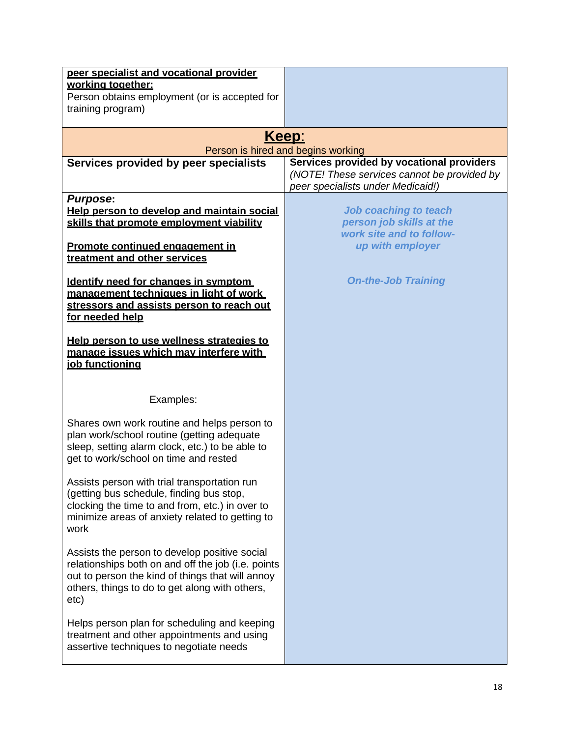| **peer specialist and vocational provider working together:** Person obtains employment (or is accepted for training program) | |
|---|---|
| **Keep:** Person is hired and begins working | |
| **Services provided by peer specialists** | **Services provided by vocational providers** *(NOTE! These services cannot be provided by peer specialists under Medicaid!)* |
| ***Purpose*:**<br><br>**Help person to develop and maintain social skills that promote employment viability**<br><br>**Promote continued engagement in treatment and other services**<br><br>**Identify need for changes in symptom management techniques in light of work stressors and assists person to reach out for needed help**<br><br>**Help person to use wellness strategies to manage issues which may interfere with job functioning**<br><br>Examples:<br><br>Shares own work routine and helps person to plan work/school routine (getting adequate sleep, setting alarm clock, etc.) to be able to get to work/school on time and rested<br><br>Assists person with trial transportation run (getting bus schedule, finding bus stop, clocking the time to and from, etc.) in over to minimize areas of anxiety related to getting to work<br><br>Assists the person to develop positive social relationships both on and off the job (i.e. points out to person the kind of things that will annoy others, things to do to get along with others, etc)<br><br>Helps person plan for scheduling and keeping treatment and other appointments and using assertive techniques to negotiate needs | ***Job coaching to teach person job skills at the work site and to follow-up with employer***<br><br>***On-the-Job Training*** |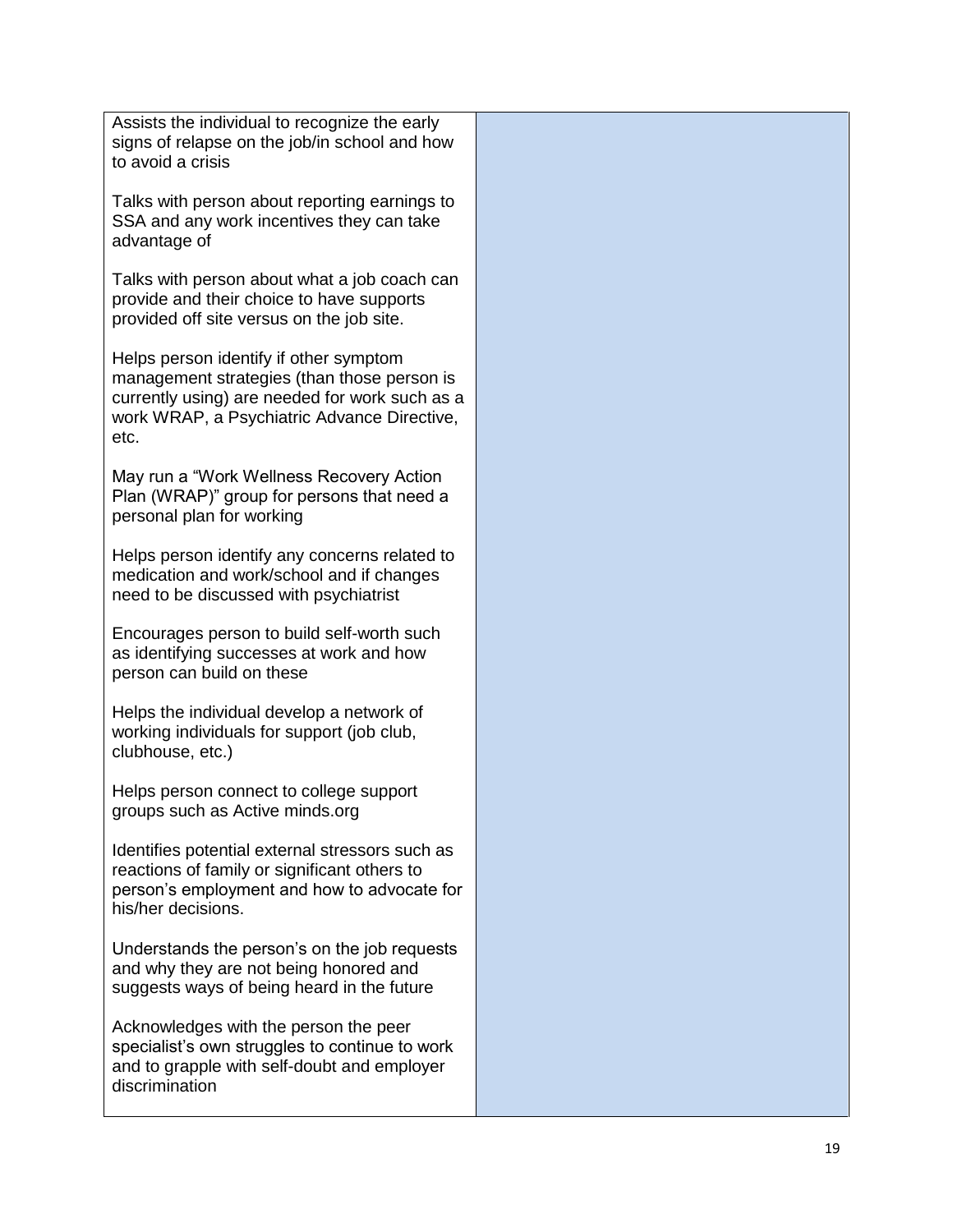| | |
|---|---|
| Assists the individual to recognize the early signs of relapse on the job/in school and how to avoid a crisis<br><br>Talks with person about reporting earnings to SSA and any work incentives they can take advantage of<br><br>Talks with person about what a job coach can provide and their choice to have supports provided off site versus on the job site.<br><br>Helps person identify if other symptom management strategies (than those person is currently using) are needed for work such as a work WRAP, a Psychiatric Advance Directive, etc.<br><br>May run a "Work Wellness Recovery Action Plan (WRAP)" group for persons that need a personal plan for working<br><br>Helps person identify any concerns related to medication and work/school and if changes need to be discussed with psychiatrist<br><br>Encourages person to build self-worth such as identifying successes at work and how person can build on these<br><br>Helps the individual develop a network of working individuals for support (job club, clubhouse, etc.)<br><br>Helps person connect to college support groups such as Active minds.org<br><br>Identifies potential external stressors such as reactions of family or significant others to person's employment and how to advocate for his/her decisions.<br><br>Understands the person's on the job requests and why they are not being honored and suggests ways of being heard in the future<br><br>Acknowledges with the person the peer specialist's own struggles to continue to work and to grapple with self-doubt and employer discrimination | |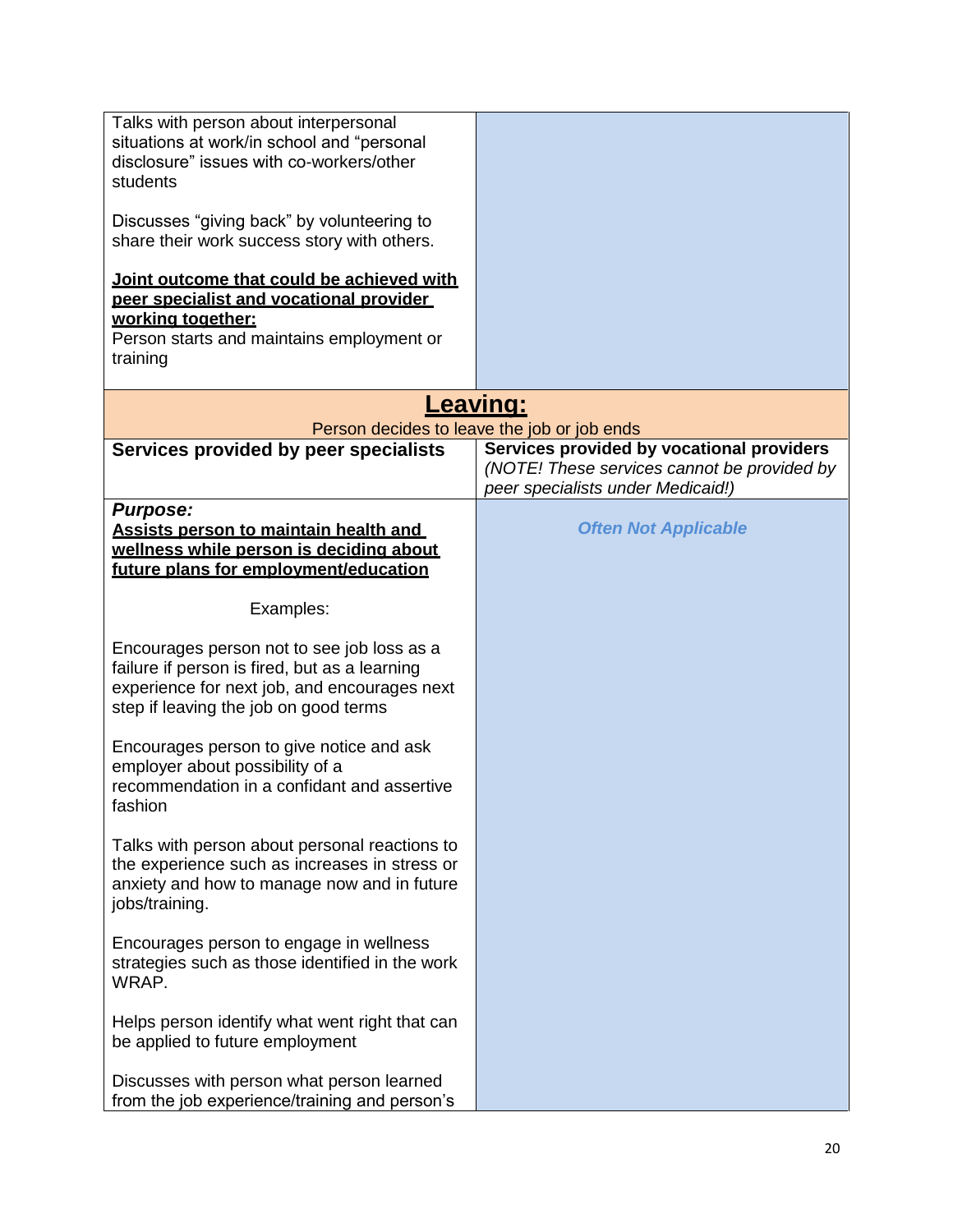| | |
|---|---|
| Talks with person about interpersonal situations at work/in school and "personal disclosure" issues with co-workers/other students<br><br>Discusses "giving back" by volunteering to share their work success story with others.<br><br>**Joint outcome that could be achieved with peer specialist and vocational provider working together:**<br>Person starts and maintains employment or training | |

| **Leaving:**<br>Person decides to leave the job or job ends | |
|---|---|
| **Services provided by peer specialists** | **Services provided by vocational providers**<br>*(NOTE! These services cannot be provided by peer specialists under Medicaid!)* |
| ***Purpose:***<br>**Assists person to maintain health and wellness while person is deciding about future plans for employment/education**<br><br>Examples:<br><br>Encourages person not to see job loss as a failure if person is fired, but as a learning experience for next job, and encourages next step if leaving the job on good terms<br><br>Encourages person to give notice and ask employer about possibility of a recommendation in a confidant and assertive fashion<br><br>Talks with person about personal reactions to the experience such as increases in stress or anxiety and how to manage now and in future jobs/training.<br><br>Encourages person to engage in wellness strategies such as those identified in the work WRAP.<br><br>Helps person identify what went right that can be applied to future employment<br><br>Discusses with person what person learned from the job experience/training and person's | ***Often Not Applicable*** |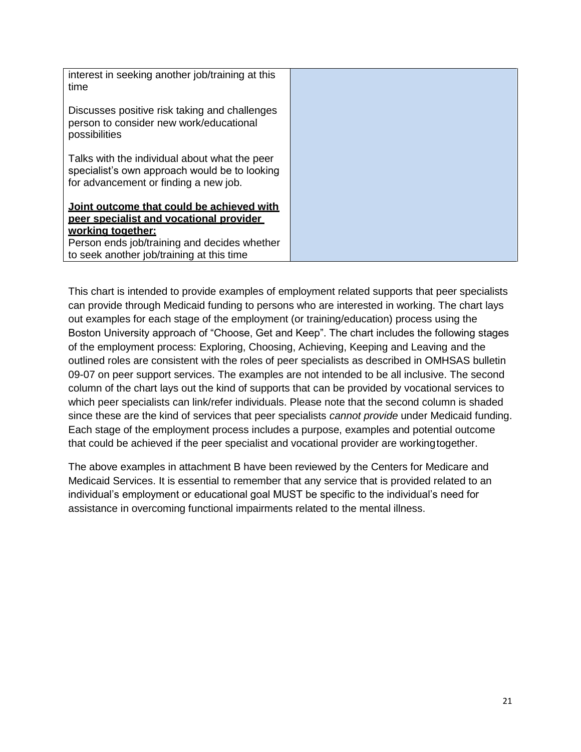| | |
|---|---|
| interest in seeking another job/training at this time<br><br>Discusses positive risk taking and challenges person to consider new work/educational possibilities<br><br>Talks with the individual about what the peer specialist's own approach would be to looking for advancement or finding a new job.<br><br>**<u>Joint outcome that could be achieved with peer specialist and vocational provider working together:</u>**<br>Person ends job/training and decides whether to seek another job/training at this time | |

This chart is intended to provide examples of employment related supports that peer specialists can provide through Medicaid funding to persons who are interested in working. The chart lays out examples for each stage of the employment (or training/education) process using the Boston University approach of "Choose, Get and Keep". The chart includes the following stages of the employment process: Exploring, Choosing, Achieving, Keeping and Leaving and the outlined roles are consistent with the roles of peer specialists as described in OMHSAS bulletin 09-07 on peer support services. The examples are not intended to be all inclusive. The second column of the chart lays out the kind of supports that can be provided by vocational services to which peer specialists can link/refer individuals. Please note that the second column is shaded since these are the kind of services that peer specialists *cannot provide* under Medicaid funding. Each stage of the employment process includes a purpose, examples and potential outcome that could be achieved if the peer specialist and vocational provider are working together.

The above examples in attachment B have been reviewed by the Centers for Medicare and Medicaid Services. It is essential to remember that any service that is provided related to an individual's employment or educational goal MUST be specific to the individual's need for assistance in overcoming functional impairments related to the mental illness.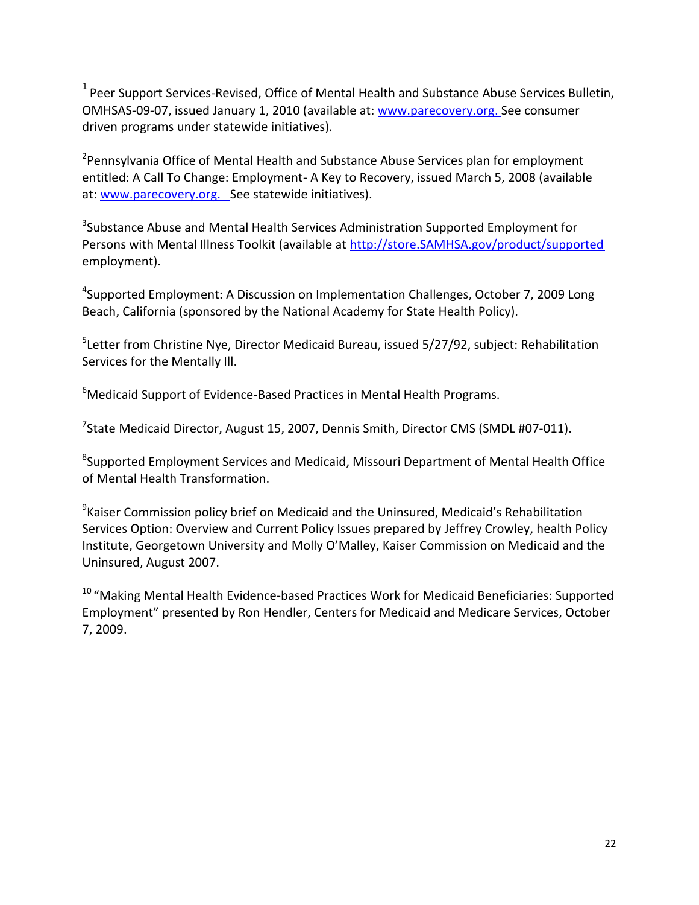[1] Peer Support Services-Revised, Office of Mental Health and Substance Abuse Services Bulletin, OMHSAS-09-07, issued January 1, 2010 (available at: www.parecovery.org. See consumer driven programs under statewide initiatives).

[2] Pennsylvania Office of Mental Health and Substance Abuse Services plan for employment entitled: A Call To Change: Employment- A Key to Recovery, issued March 5, 2008 (available at: www.parecovery.org. See statewide initiatives).

[3] Substance Abuse and Mental Health Services Administration Supported Employment for Persons with Mental Illness Toolkit (available at http://store.SAMHSA.gov/product/supported employment).

[4] Supported Employment: A Discussion on Implementation Challenges, October 7, 2009 Long Beach, California (sponsored by the National Academy for State Health Policy).

[5] Letter from Christine Nye, Director Medicaid Bureau, issued 5/27/92, subject: Rehabilitation Services for the Mentally Ill.

[6] Medicaid Support of Evidence-Based Practices in Mental Health Programs.

[7] State Medicaid Director, August 15, 2007, Dennis Smith, Director CMS (SMDL #07-011).

[8] Supported Employment Services and Medicaid, Missouri Department of Mental Health Office of Mental Health Transformation.

[9] Kaiser Commission policy brief on Medicaid and the Uninsured, Medicaid's Rehabilitation Services Option: Overview and Current Policy Issues prepared by Jeffrey Crowley, health Policy Institute, Georgetown University and Molly O'Malley, Kaiser Commission on Medicaid and the Uninsured, August 2007.

[10] "Making Mental Health Evidence-based Practices Work for Medicaid Beneficiaries: Supported Employment" presented by Ron Hendler, Centers for Medicaid and Medicare Services, October 7, 2009.